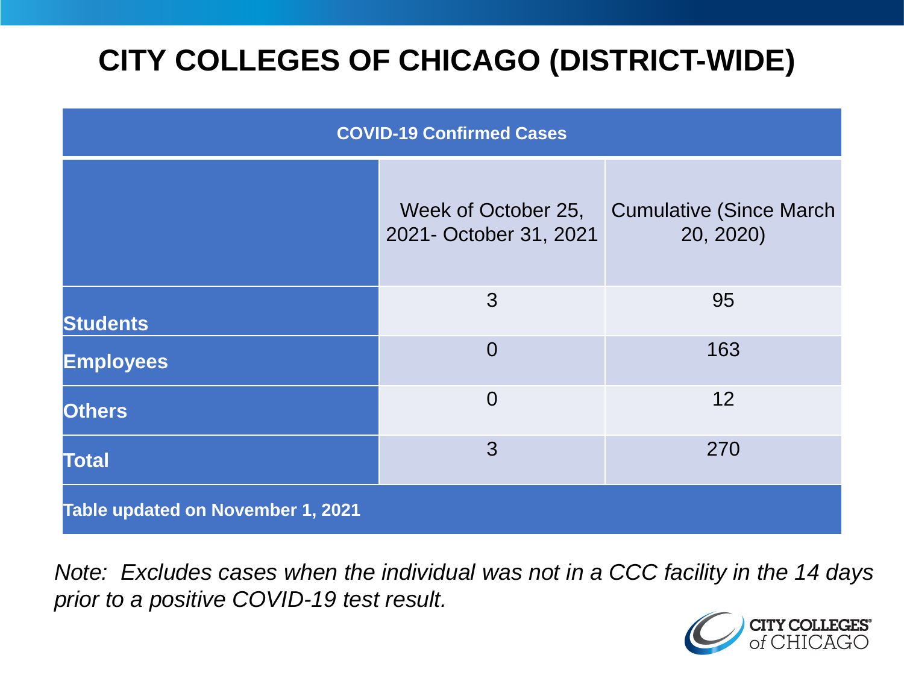# CITY COLLEGES OF CHICAGO (DISTRICT-WIDE)

| COVID-19 Confirmed Cases | | |
|---|---|---|
| | Week of October 25, 2021- October 31, 2021 | Cumulative (Since March 20, 2020) |
| **Students** | 3 | 95 |
| **Employees** | 0 | 163 |
| **Others** | 0 | 12 |
| **Total** | 3 | 270 |
| **Table updated on November 1, 2021** | | |

*Note: Excludes cases when the individual was not in a CCC facility in the 14 days prior to a positive COVID-19 test result.*

CITY COLLEGES of CHICAGO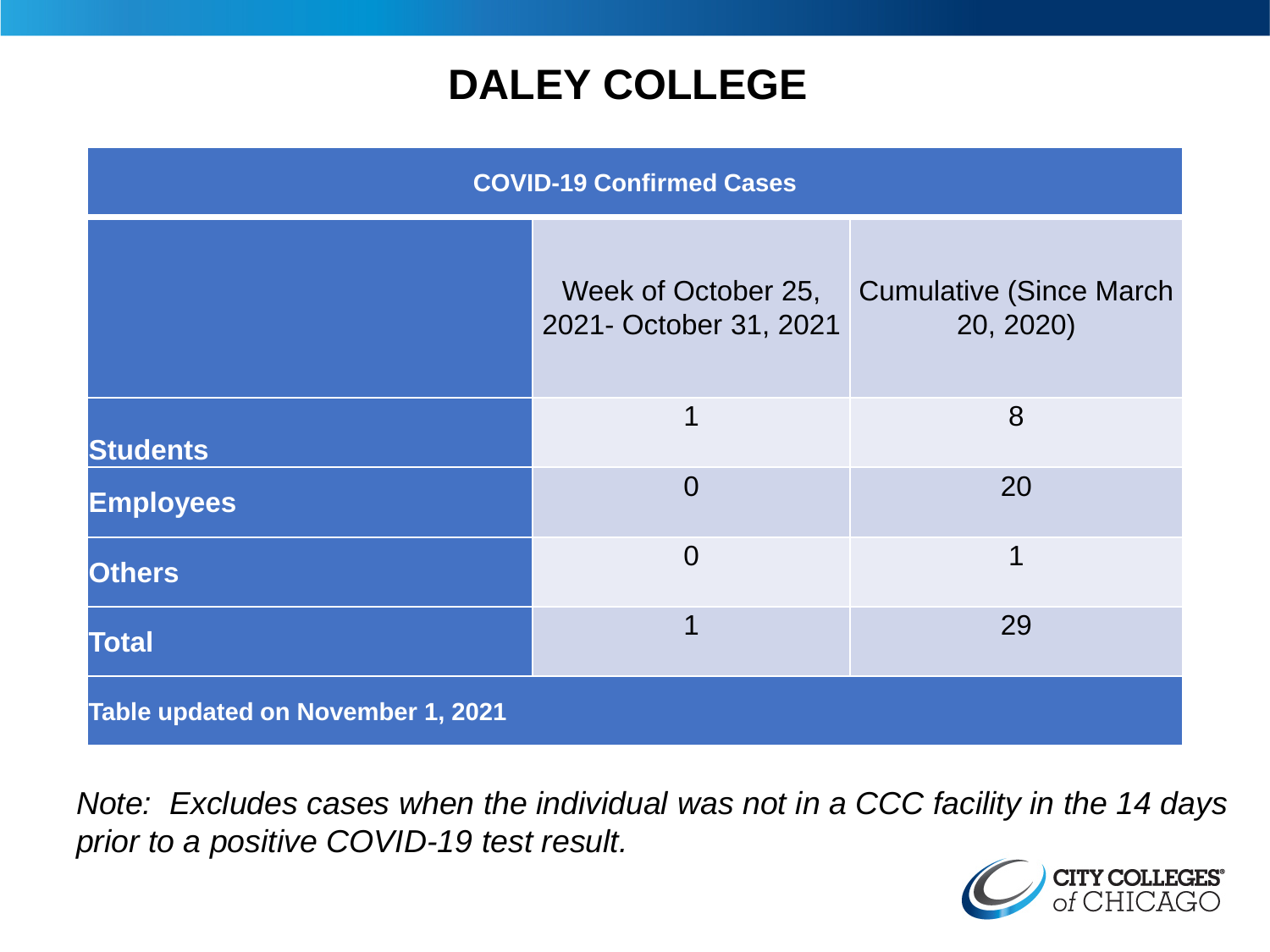# DALEY COLLEGE

| COVID-19 Confirmed Cases | | |
|---|---|---|
| | Week of October 25, 2021- October 31, 2021 | Cumulative (Since March 20, 2020) |
| **Students** | 1 | 8 |
| **Employees** | 0 | 20 |
| **Others** | 0 | 1 |
| **Total** | 1 | 29 |
| **Table updated on November 1, 2021** | | |

*Note: Excludes cases when the individual was not in a CCC facility in the 14 days prior to a positive COVID-19 test result.*

CITY COLLEGES of CHICAGO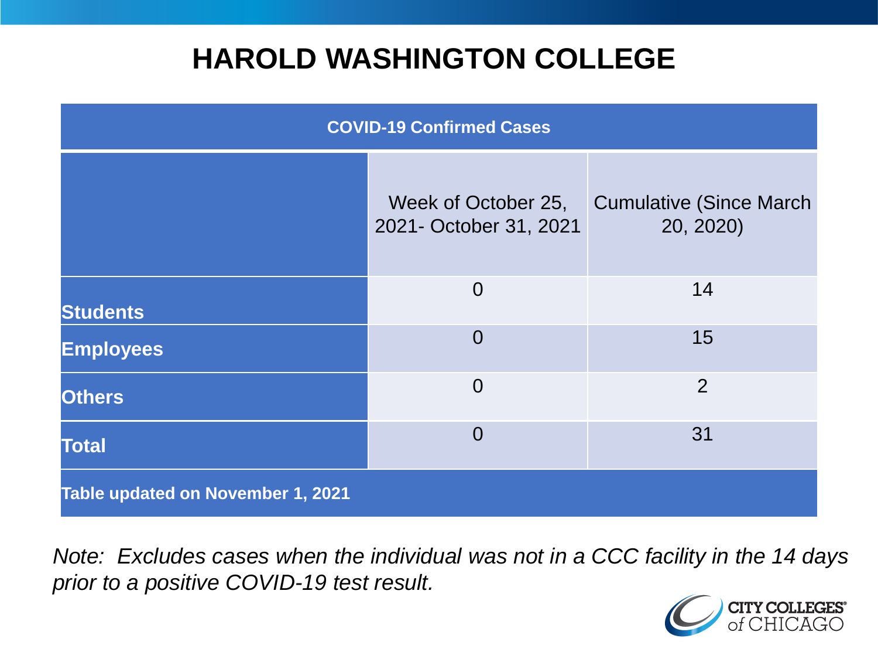# HAROLD WASHINGTON COLLEGE

| COVID-19 Confirmed Cases | | |
|---|---|---|
| | Week of October 25, 2021- October 31, 2021 | Cumulative (Since March 20, 2020) |
| **Students** | 0 | 14 |
| **Employees** | 0 | 15 |
| **Others** | 0 | 2 |
| **Total** | 0 | 31 |
| **Table updated on November 1, 2021** | | |

*Note: Excludes cases when the individual was not in a CCC facility in the 14 days prior to a positive COVID-19 test result.*

CITY COLLEGES of CHICAGO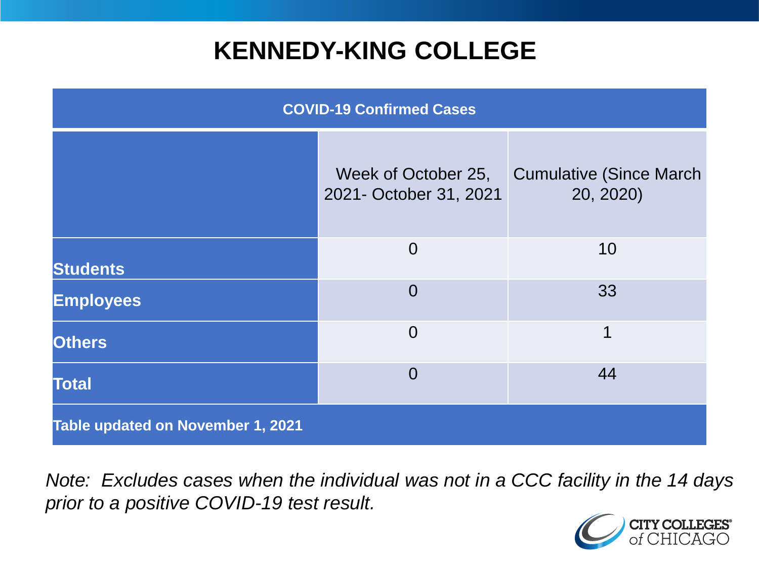# KENNEDY-KING COLLEGE

| COVID-19 Confirmed Cases | | |
|---|---|---|
| | Week of October 25, 2021- October 31, 2021 | Cumulative (Since March 20, 2020) |
| **Students** | 0 | 10 |
| **Employees** | 0 | 33 |
| **Others** | 0 | 1 |
| **Total** | 0 | 44 |
| **Table updated on November 1, 2021** | | |

*Note: Excludes cases when the individual was not in a CCC facility in the 14 days prior to a positive COVID-19 test result.*

CITY COLLEGES of CHICAGO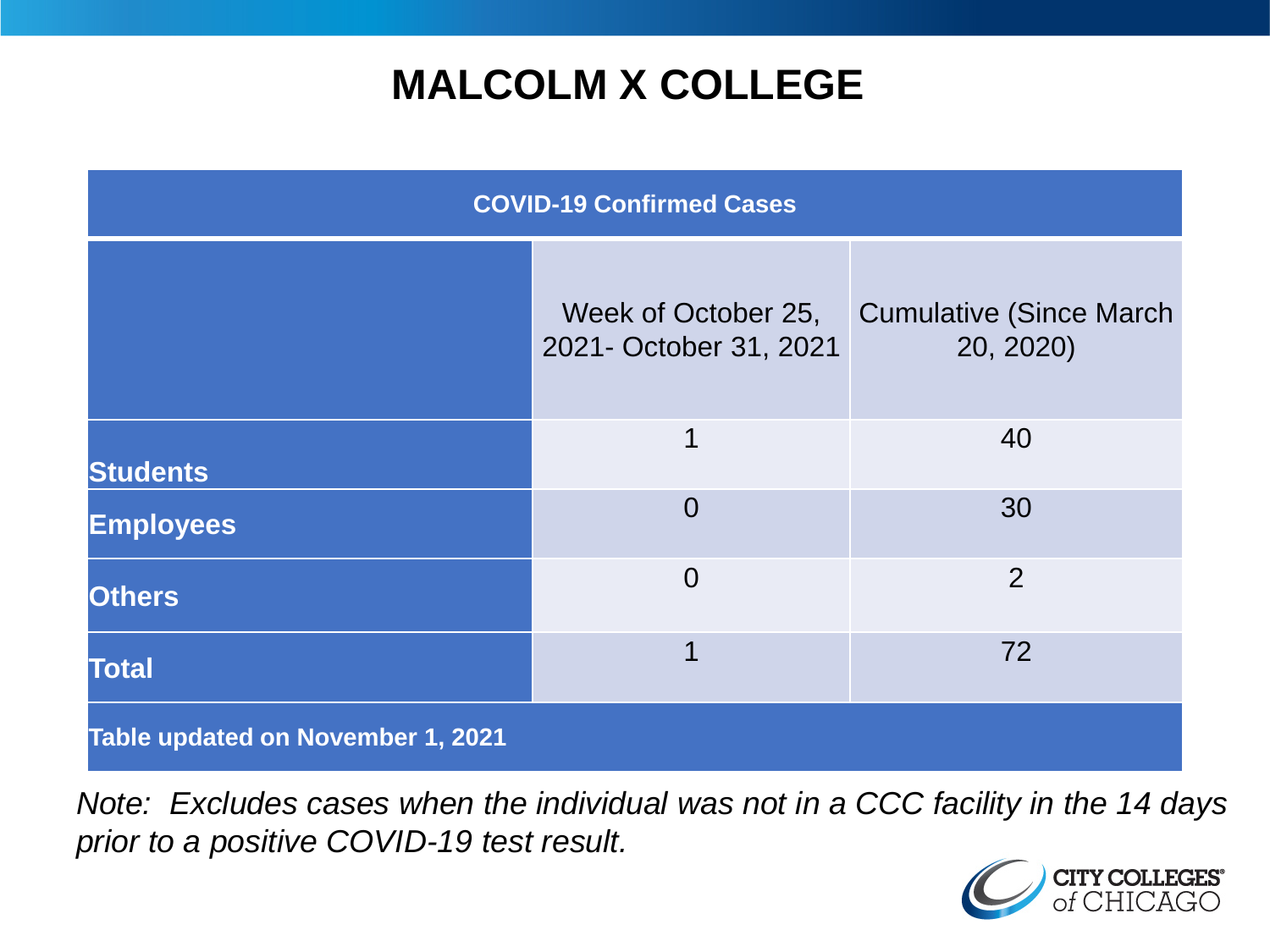# MALCOLM X COLLEGE

| COVID-19 Confirmed Cases | | |
|---|---|---|
| | Week of October 25, 2021- October 31, 2021 | Cumulative (Since March 20, 2020) |
| **Students** | 1 | 40 |
| **Employees** | 0 | 30 |
| **Others** | 0 | 2 |
| **Total** | 1 | 72 |
| **Table updated on November 1, 2021** | | |

*Note: Excludes cases when the individual was not in a CCC facility in the 14 days prior to a positive COVID-19 test result.*

CITY COLLEGES of CHICAGO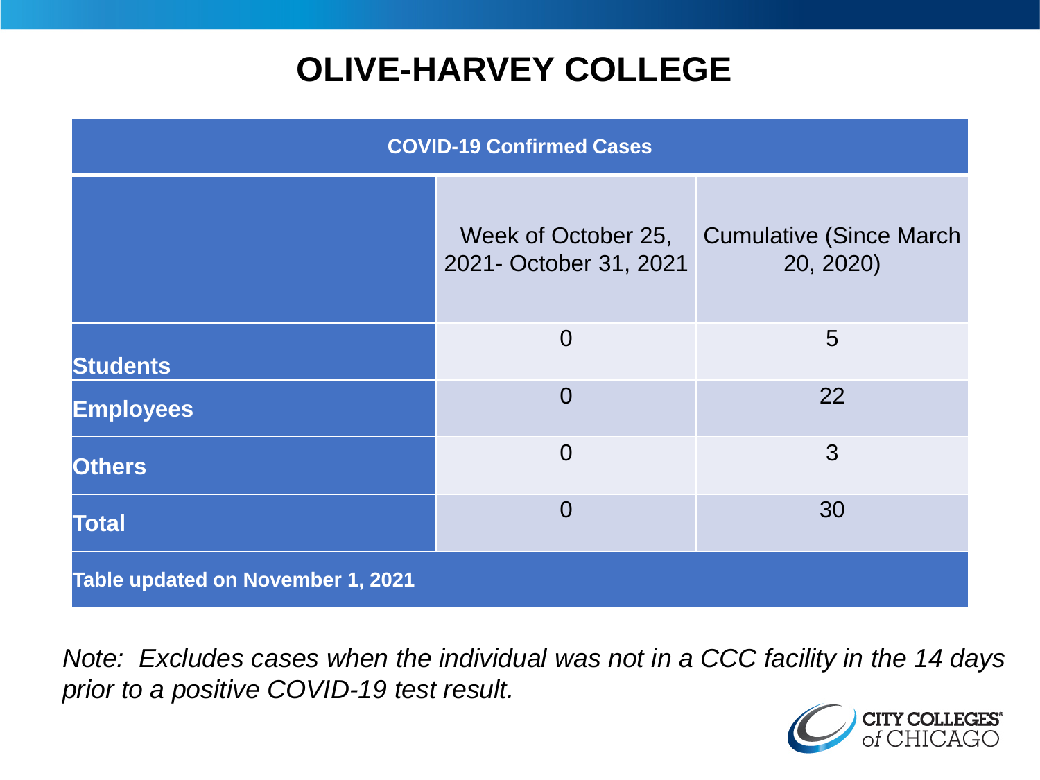# OLIVE-HARVEY COLLEGE

| COVID-19 Confirmed Cases | | |
|---|---|---|
| | Week of October 25, 2021- October 31, 2021 | Cumulative (Since March 20, 2020) |
| **Students** | 0 | 5 |
| **Employees** | 0 | 22 |
| **Others** | 0 | 3 |
| **Total** | 0 | 30 |
| **Table updated on November 1, 2021** | | |

*Note: Excludes cases when the individual was not in a CCC facility in the 14 days prior to a positive COVID-19 test result.*

CITY COLLEGES of CHICAGO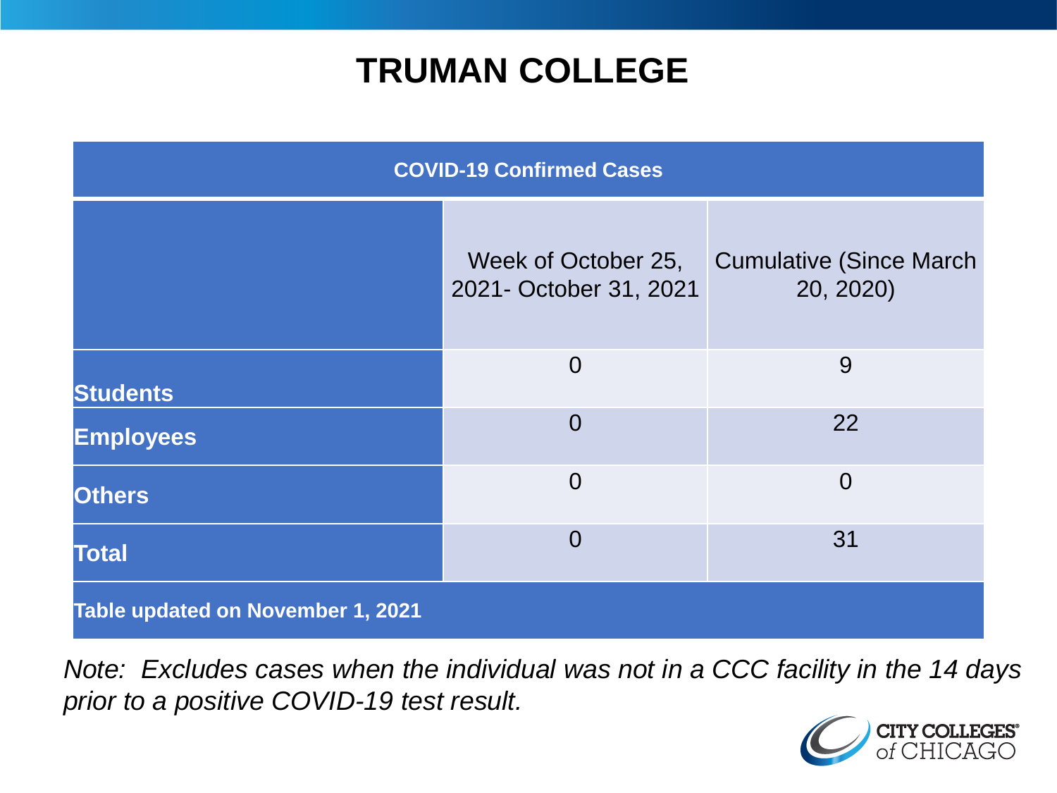# TRUMAN COLLEGE

| COVID-19 Confirmed Cases | | |
|---|---|---|
| | Week of October 25, 2021- October 31, 2021 | Cumulative (Since March 20, 2020) |
| **Students** | 0 | 9 |
| **Employees** | 0 | 22 |
| **Others** | 0 | 0 |
| **Total** | 0 | 31 |
| **Table updated on November 1, 2021** | | |

*Note: Excludes cases when the individual was not in a CCC facility in the 14 days prior to a positive COVID-19 test result.*

CITY COLLEGES of CHICAGO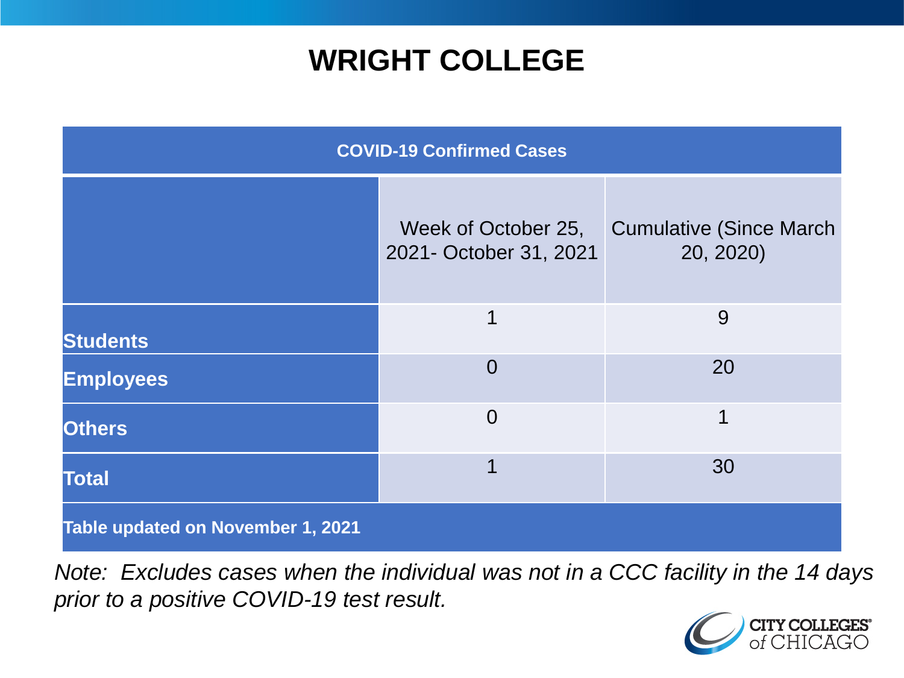# WRIGHT COLLEGE

| COVID-19 Confirmed Cases | | |
|---|---|---|
| | Week of October 25, 2021- October 31, 2021 | Cumulative (Since March 20, 2020) |
| **Students** | 1 | 9 |
| **Employees** | 0 | 20 |
| **Others** | 0 | 1 |
| **Total** | 1 | 30 |
| **Table updated on November 1, 2021** | | |

*Note: Excludes cases when the individual was not in a CCC facility in the 14 days prior to a positive COVID-19 test result.*

CITY COLLEGES of CHICAGO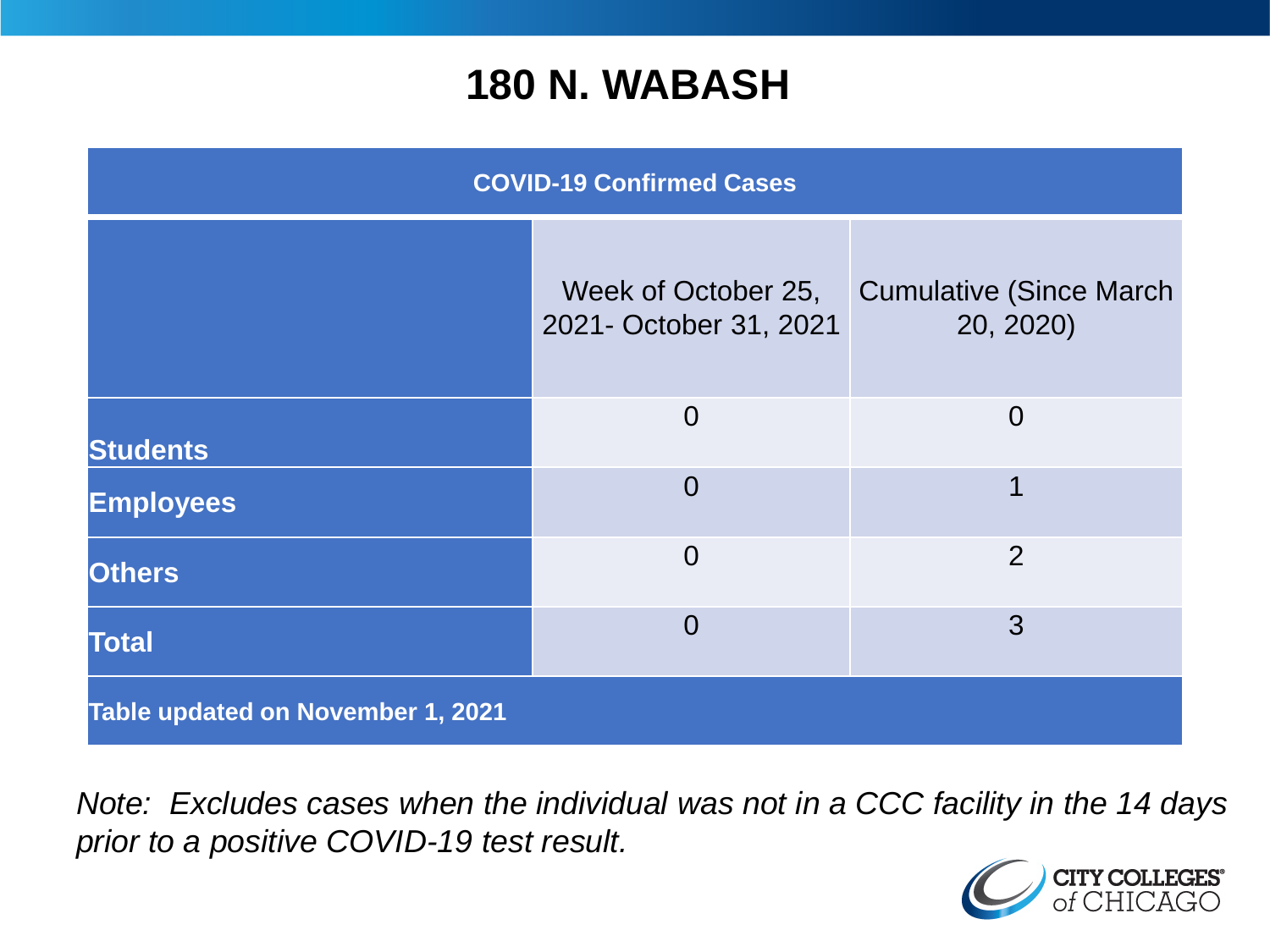# 180 N. WABASH

| COVID-19 Confirmed Cases | | |
|---|---|---|
| | Week of October 25, 2021- October 31, 2021 | Cumulative (Since March 20, 2020) |
| **Students** | 0 | 0 |
| **Employees** | 0 | 1 |
| **Others** | 0 | 2 |
| **Total** | 0 | 3 |
| **Table updated on November 1, 2021** | | |

*Note: Excludes cases when the individual was not in a CCC facility in the 14 days prior to a positive COVID-19 test result.*

CITY COLLEGES of CHICAGO